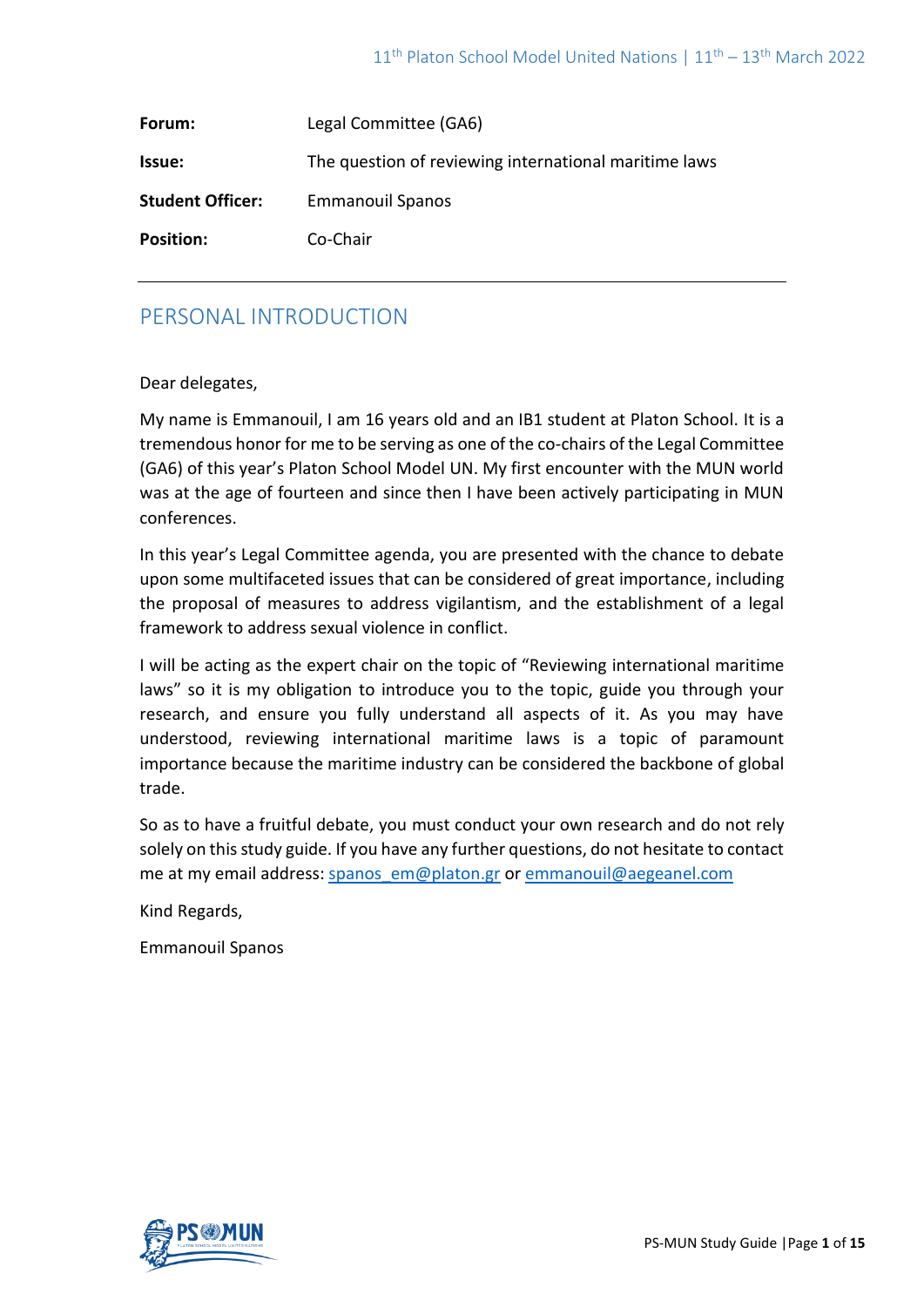| | |
|---|---|
| **Forum:** | Legal Committee (GA6) |
| **Issue:** | The question of reviewing international maritime laws |
| **Student Officer:** | Emmanouil Spanos |
| **Position:** | Co-Chair |

## PERSONAL INTRODUCTION

Dear delegates,

My name is Emmanouil, I am 16 years old and an IB1 student at Platon School. It is a tremendous honor for me to be serving as one of the co-chairs of the Legal Committee (GA6) of this year's Platon School Model UN. My first encounter with the MUN world was at the age of fourteen and since then I have been actively participating in MUN conferences.

In this year's Legal Committee agenda, you are presented with the chance to debate upon some multifaceted issues that can be considered of great importance, including the proposal of measures to address vigilantism, and the establishment of a legal framework to address sexual violence in conflict.

I will be acting as the expert chair on the topic of "Reviewing international maritime laws" so it is my obligation to introduce you to the topic, guide you through your research, and ensure you fully understand all aspects of it. As you may have understood, reviewing international maritime laws is a topic of paramount importance because the maritime industry can be considered the backbone of global trade.

So as to have a fruitful debate, you must conduct your own research and do not rely solely on this study guide. If you have any further questions, do not hesitate to contact me at my email address: spanos_em@platon.gr or emmanouil@aegeanel.com

Kind Regards,

Emmanouil Spanos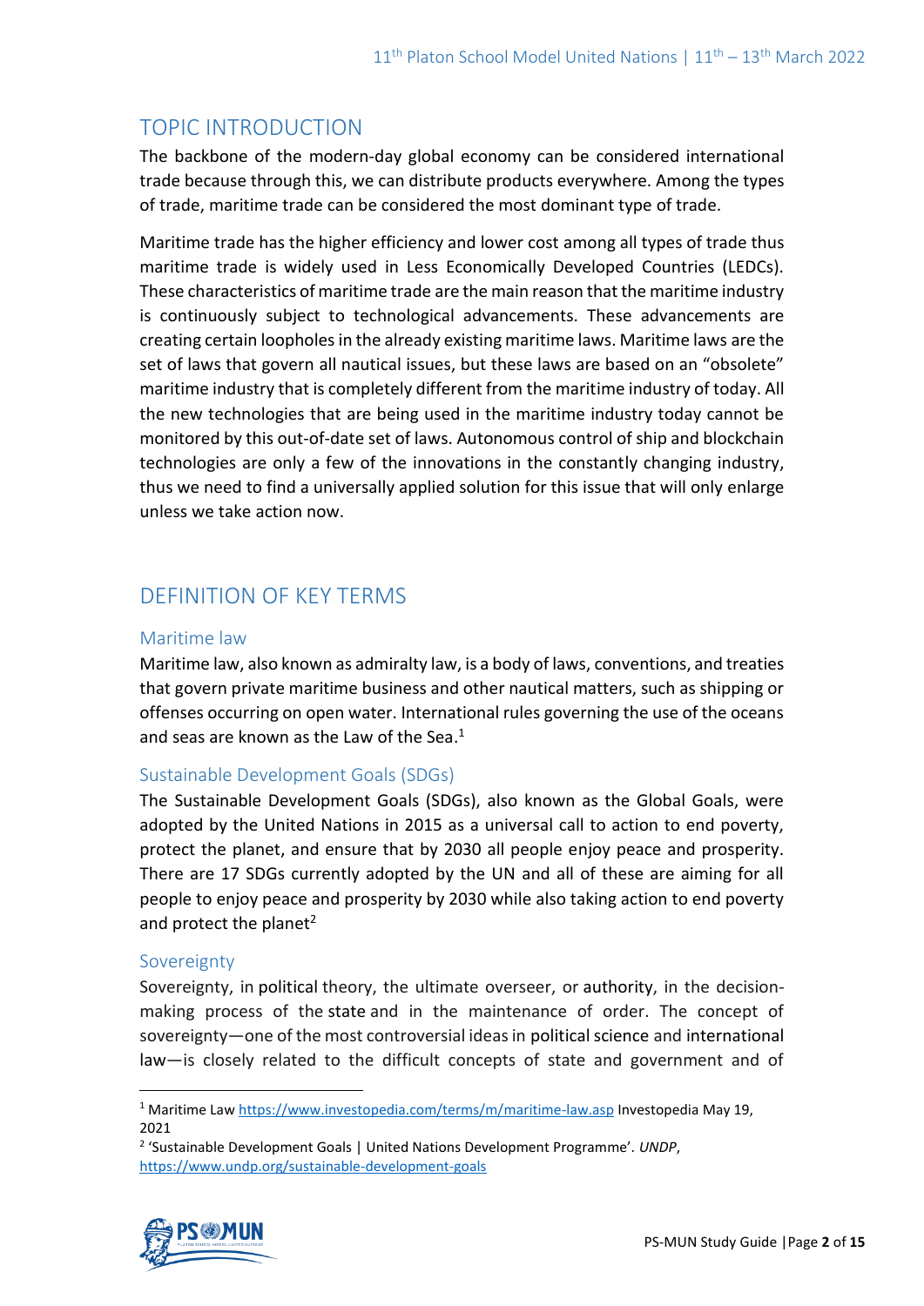## TOPIC INTRODUCTION

The backbone of the modern-day global economy can be considered international trade because through this, we can distribute products everywhere. Among the types of trade, maritime trade can be considered the most dominant type of trade.

Maritime trade has the higher efficiency and lower cost among all types of trade thus maritime trade is widely used in Less Economically Developed Countries (LEDCs). These characteristics of maritime trade are the main reason that the maritime industry is continuously subject to technological advancements. These advancements are creating certain loopholes in the already existing maritime laws. Maritime laws are the set of laws that govern all nautical issues, but these laws are based on an "obsolete" maritime industry that is completely different from the maritime industry of today. All the new technologies that are being used in the maritime industry today cannot be monitored by this out-of-date set of laws. Autonomous control of ship and blockchain technologies are only a few of the innovations in the constantly changing industry, thus we need to find a universally applied solution for this issue that will only enlarge unless we take action now.

## DEFINITION OF KEY TERMS

### Maritime law

Maritime law, also known as admiralty law, is a body of laws, conventions, and treaties that govern private maritime business and other nautical matters, such as shipping or offenses occurring on open water. International rules governing the use of the oceans and seas are known as the Law of the Sea.[1]

### Sustainable Development Goals (SDGs)

The Sustainable Development Goals (SDGs), also known as the Global Goals, were adopted by the United Nations in 2015 as a universal call to action to end poverty, protect the planet, and ensure that by 2030 all people enjoy peace and prosperity. There are 17 SDGs currently adopted by the UN and all of these are aiming for all people to enjoy peace and prosperity by 2030 while also taking action to end poverty and protect the planet[2]

### Sovereignty

Sovereignty, in political theory, the ultimate overseer, or authority, in the decision-making process of the state and in the maintenance of order. The concept of sovereignty—one of the most controversial ideas in political science and international law—is closely related to the difficult concepts of state and government and of

---

[1] Maritime Law https://www.investopedia.com/terms/m/maritime-law.asp Investopedia May 19, 2021

[2] 'Sustainable Development Goals | United Nations Development Programme'. *UNDP*, https://www.undp.org/sustainable-development-goals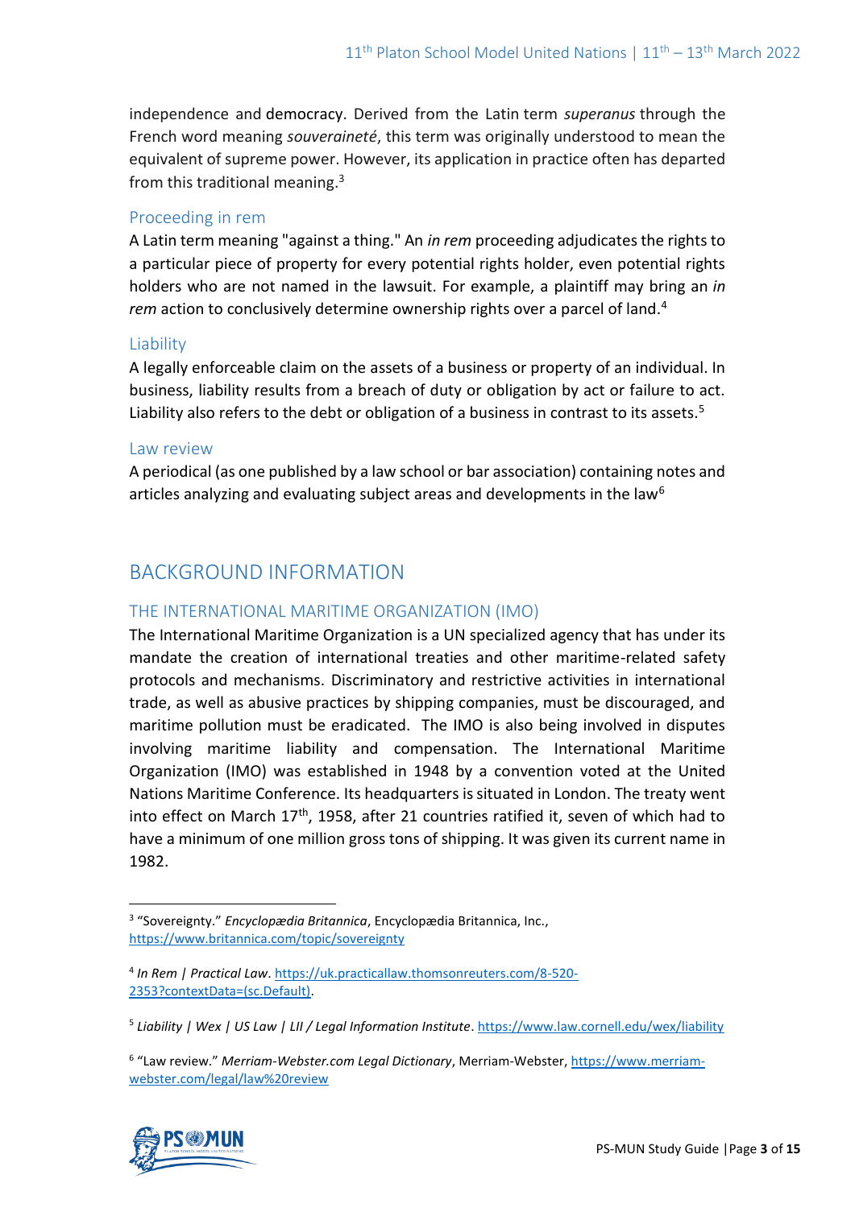independence and democracy. Derived from the Latin term *superanus* through the French word meaning *souveraineté*, this term was originally understood to mean the equivalent of supreme power. However, its application in practice often has departed from this traditional meaning.[3]

### Proceeding in rem

A Latin term meaning "against a thing." An *in rem* proceeding adjudicates the rights to a particular piece of property for every potential rights holder, even potential rights holders who are not named in the lawsuit. For example, a plaintiff may bring an *in rem* action to conclusively determine ownership rights over a parcel of land.[4]

### Liability

A legally enforceable claim on the assets of a business or property of an individual. In business, liability results from a breach of duty or obligation by act or failure to act. Liability also refers to the debt or obligation of a business in contrast to its assets.[5]

### Law review

A periodical (as one published by a law school or bar association) containing notes and articles analyzing and evaluating subject areas and developments in the law[6]

## BACKGROUND INFORMATION

### THE INTERNATIONAL MARITIME ORGANIZATION (IMO)

The International Maritime Organization is a UN specialized agency that has under its mandate the creation of international treaties and other maritime-related safety protocols and mechanisms. Discriminatory and restrictive activities in international trade, as well as abusive practices by shipping companies, must be discouraged, and maritime pollution must be eradicated. The IMO is also being involved in disputes involving maritime liability and compensation. The International Maritime Organization (IMO) was established in 1948 by a convention voted at the United Nations Maritime Conference. Its headquarters is situated in London. The treaty went into effect on March 17th, 1958, after 21 countries ratified it, seven of which had to have a minimum of one million gross tons of shipping. It was given its current name in 1982.

---

[3] "Sovereignty." *Encyclopædia Britannica*, Encyclopædia Britannica, Inc., https://www.britannica.com/topic/sovereignty

[4] *In Rem | Practical Law*. https://uk.practicallaw.thomsonreuters.com/8-520-2353?contextData=(sc.Default).

[5] *Liability | Wex | US Law | LII / Legal Information Institute*. https://www.law.cornell.edu/wex/liability

[6] "Law review." *Merriam-Webster.com Legal Dictionary*, Merriam-Webster, https://www.merriam-webster.com/legal/law%20review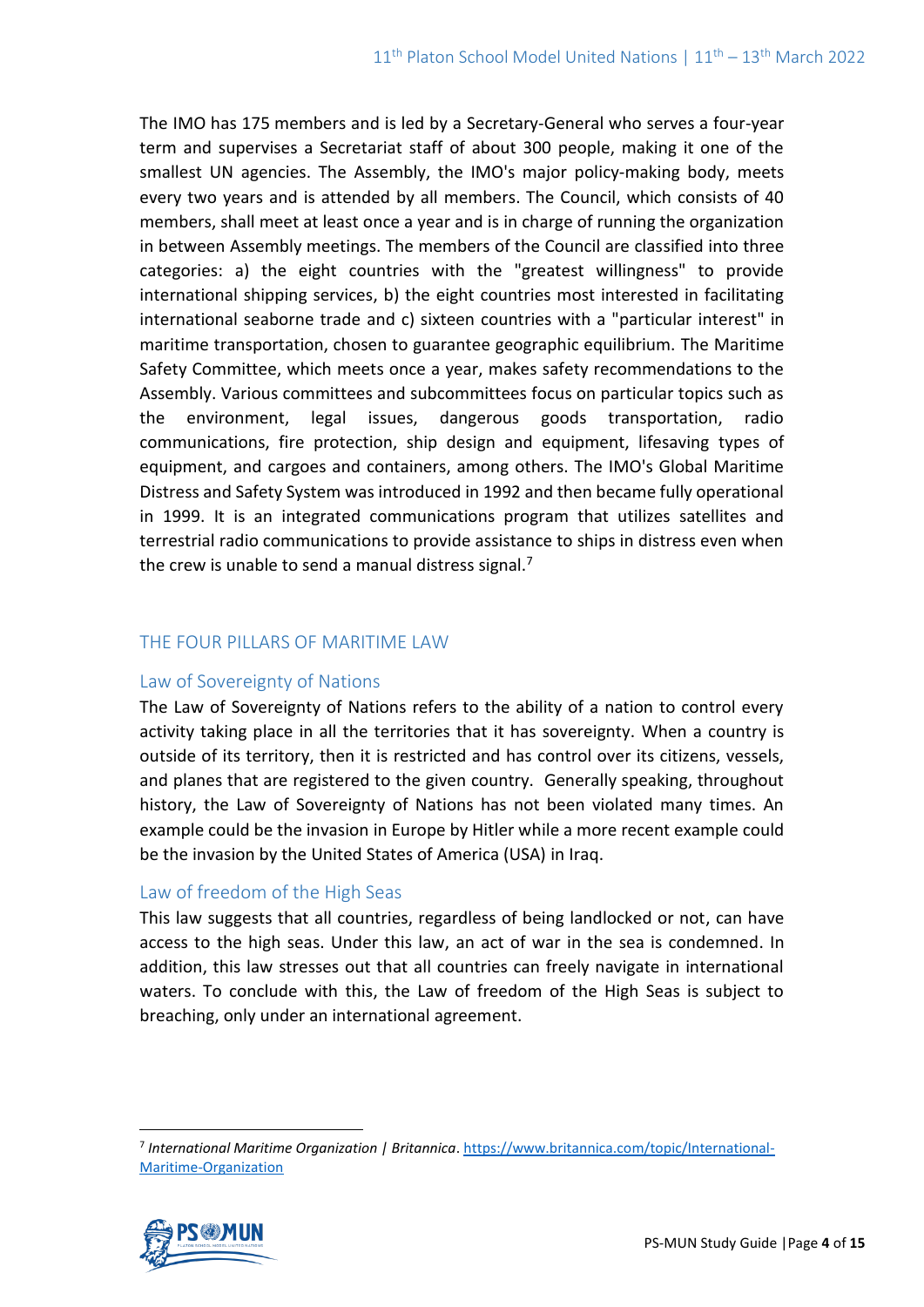The IMO has 175 members and is led by a Secretary-General who serves a four-year term and supervises a Secretariat staff of about 300 people, making it one of the smallest UN agencies. The Assembly, the IMO's major policy-making body, meets every two years and is attended by all members. The Council, which consists of 40 members, shall meet at least once a year and is in charge of running the organization in between Assembly meetings. The members of the Council are classified into three categories: a) the eight countries with the "greatest willingness" to provide international shipping services, b) the eight countries most interested in facilitating international seaborne trade and c) sixteen countries with a "particular interest" in maritime transportation, chosen to guarantee geographic equilibrium. The Maritime Safety Committee, which meets once a year, makes safety recommendations to the Assembly. Various committees and subcommittees focus on particular topics such as the environment, legal issues, dangerous goods transportation, radio communications, fire protection, ship design and equipment, lifesaving types of equipment, and cargoes and containers, among others. The IMO's Global Maritime Distress and Safety System was introduced in 1992 and then became fully operational in 1999. It is an integrated communications program that utilizes satellites and terrestrial radio communications to provide assistance to ships in distress even when the crew is unable to send a manual distress signal.[7]

## THE FOUR PILLARS OF MARITIME LAW

### Law of Sovereignty of Nations

The Law of Sovereignty of Nations refers to the ability of a nation to control every activity taking place in all the territories that it has sovereignty. When a country is outside of its territory, then it is restricted and has control over its citizens, vessels, and planes that are registered to the given country. Generally speaking, throughout history, the Law of Sovereignty of Nations has not been violated many times. An example could be the invasion in Europe by Hitler while a more recent example could be the invasion by the United States of America (USA) in Iraq.

### Law of freedom of the High Seas

This law suggests that all countries, regardless of being landlocked or not, can have access to the high seas. Under this law, an act of war in the sea is condemned. In addition, this law stresses out that all countries can freely navigate in international waters. To conclude with this, the Law of freedom of the High Seas is subject to breaching, only under an international agreement.

---

[7] *International Maritime Organization | Britannica*. https://www.britannica.com/topic/International-Maritime-Organization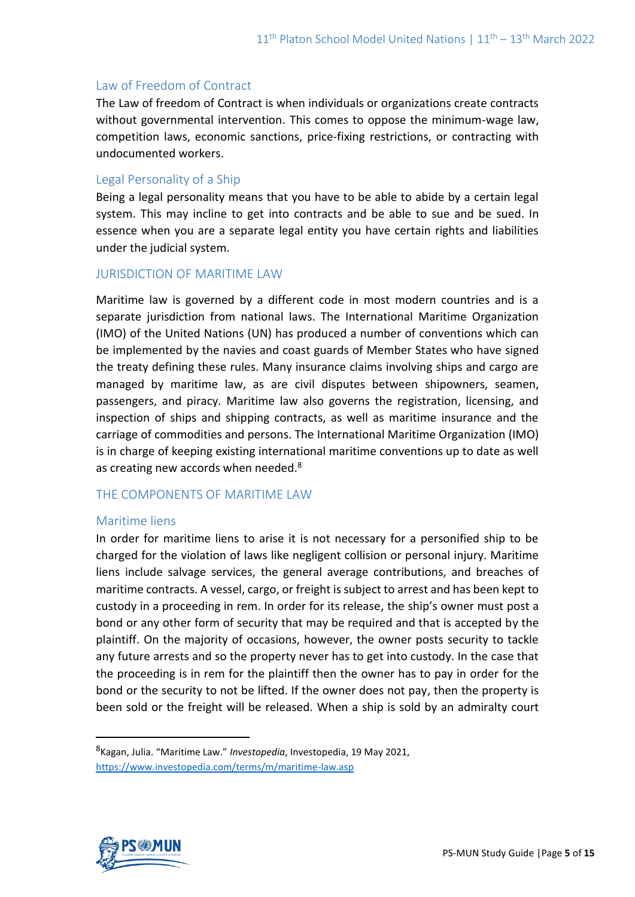### Law of Freedom of Contract

The Law of freedom of Contract is when individuals or organizations create contracts without governmental intervention. This comes to oppose the minimum-wage law, competition laws, economic sanctions, price-fixing restrictions, or contracting with undocumented workers.

### Legal Personality of a Ship

Being a legal personality means that you have to be able to abide by a certain legal system. This may incline to get into contracts and be able to sue and be sued. In essence when you are a separate legal entity you have certain rights and liabilities under the judicial system.

## JURISDICTION OF MARITIME LAW

Maritime law is governed by a different code in most modern countries and is a separate jurisdiction from national laws. The International Maritime Organization (IMO) of the United Nations (UN) has produced a number of conventions which can be implemented by the navies and coast guards of Member States who have signed the treaty defining these rules. Many insurance claims involving ships and cargo are managed by maritime law, as are civil disputes between shipowners, seamen, passengers, and piracy. Maritime law also governs the registration, licensing, and inspection of ships and shipping contracts, as well as maritime insurance and the carriage of commodities and persons. The International Maritime Organization (IMO) is in charge of keeping existing international maritime conventions up to date as well as creating new accords when needed.[8]

## THE COMPONENTS OF MARITIME LAW

### Maritime liens

In order for maritime liens to arise it is not necessary for a personified ship to be charged for the violation of laws like negligent collision or personal injury. Maritime liens include salvage services, the general average contributions, and breaches of maritime contracts. A vessel, cargo, or freight is subject to arrest and has been kept to custody in a proceeding in rem. In order for its release, the ship's owner must post a bond or any other form of security that may be required and that is accepted by the plaintiff. On the majority of occasions, however, the owner posts security to tackle any future arrests and so the property never has to get into custody. In the case that the proceeding is in rem for the plaintiff then the owner has to pay in order for the bond or the security to not be lifted. If the owner does not pay, then the property is been sold or the freight will be released. When a ship is sold by an admiralty court

---

[8] Kagan, Julia. "Maritime Law." *Investopedia*, Investopedia, 19 May 2021, https://www.investopedia.com/terms/m/maritime-law.asp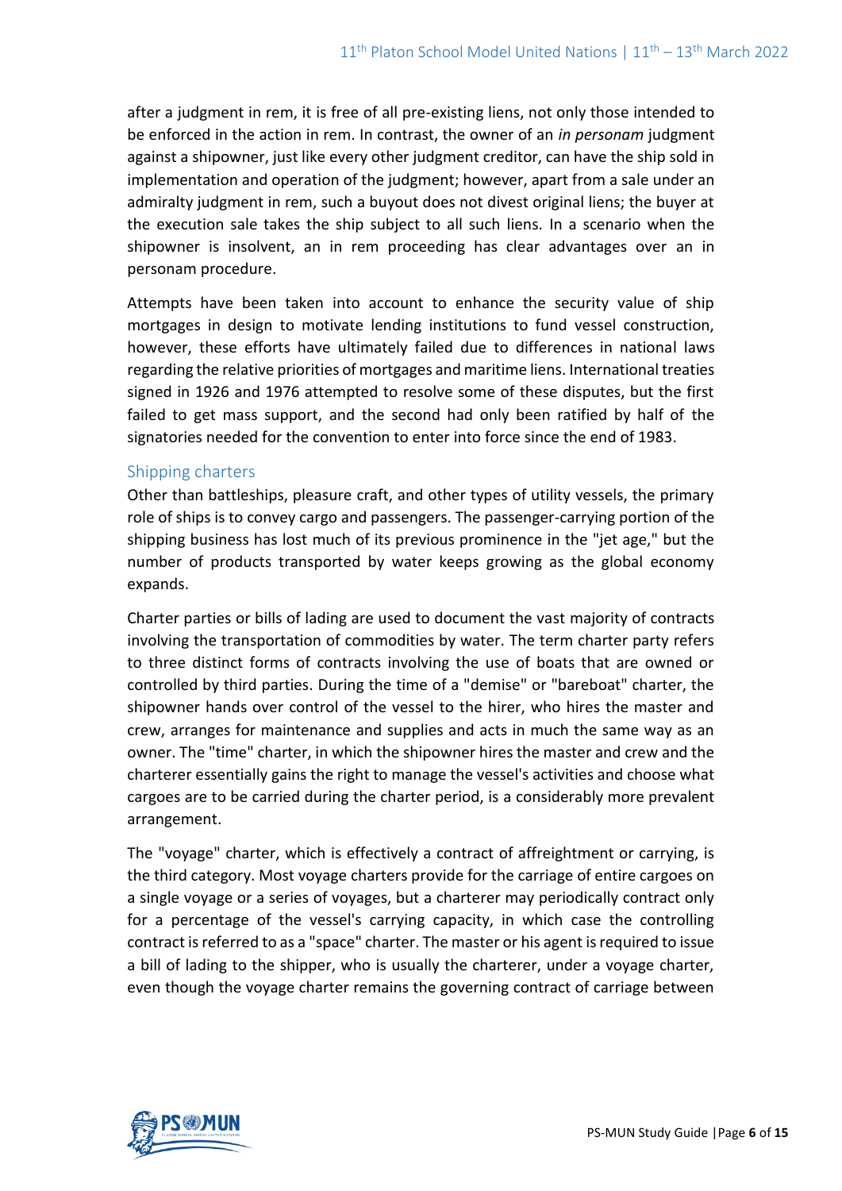after a judgment in rem, it is free of all pre-existing liens, not only those intended to be enforced in the action in rem. In contrast, the owner of an *in personam* judgment against a shipowner, just like every other judgment creditor, can have the ship sold in implementation and operation of the judgment; however, apart from a sale under an admiralty judgment in rem, such a buyout does not divest original liens; the buyer at the execution sale takes the ship subject to all such liens. In a scenario when the shipowner is insolvent, an in rem proceeding has clear advantages over an in personam procedure.

Attempts have been taken into account to enhance the security value of ship mortgages in design to motivate lending institutions to fund vessel construction, however, these efforts have ultimately failed due to differences in national laws regarding the relative priorities of mortgages and maritime liens. International treaties signed in 1926 and 1976 attempted to resolve some of these disputes, but the first failed to get mass support, and the second had only been ratified by half of the signatories needed for the convention to enter into force since the end of 1983.

### Shipping charters

Other than battleships, pleasure craft, and other types of utility vessels, the primary role of ships is to convey cargo and passengers. The passenger-carrying portion of the shipping business has lost much of its previous prominence in the "jet age," but the number of products transported by water keeps growing as the global economy expands.

Charter parties or bills of lading are used to document the vast majority of contracts involving the transportation of commodities by water. The term charter party refers to three distinct forms of contracts involving the use of boats that are owned or controlled by third parties. During the time of a "demise" or "bareboat" charter, the shipowner hands over control of the vessel to the hirer, who hires the master and crew, arranges for maintenance and supplies and acts in much the same way as an owner. The "time" charter, in which the shipowner hires the master and crew and the charterer essentially gains the right to manage the vessel's activities and choose what cargoes are to be carried during the charter period, is a considerably more prevalent arrangement.

The "voyage" charter, which is effectively a contract of affreightment or carrying, is the third category. Most voyage charters provide for the carriage of entire cargoes on a single voyage or a series of voyages, but a charterer may periodically contract only for a percentage of the vessel's carrying capacity, in which case the controlling contract is referred to as a "space" charter. The master or his agent is required to issue a bill of lading to the shipper, who is usually the charterer, under a voyage charter, even though the voyage charter remains the governing contract of carriage between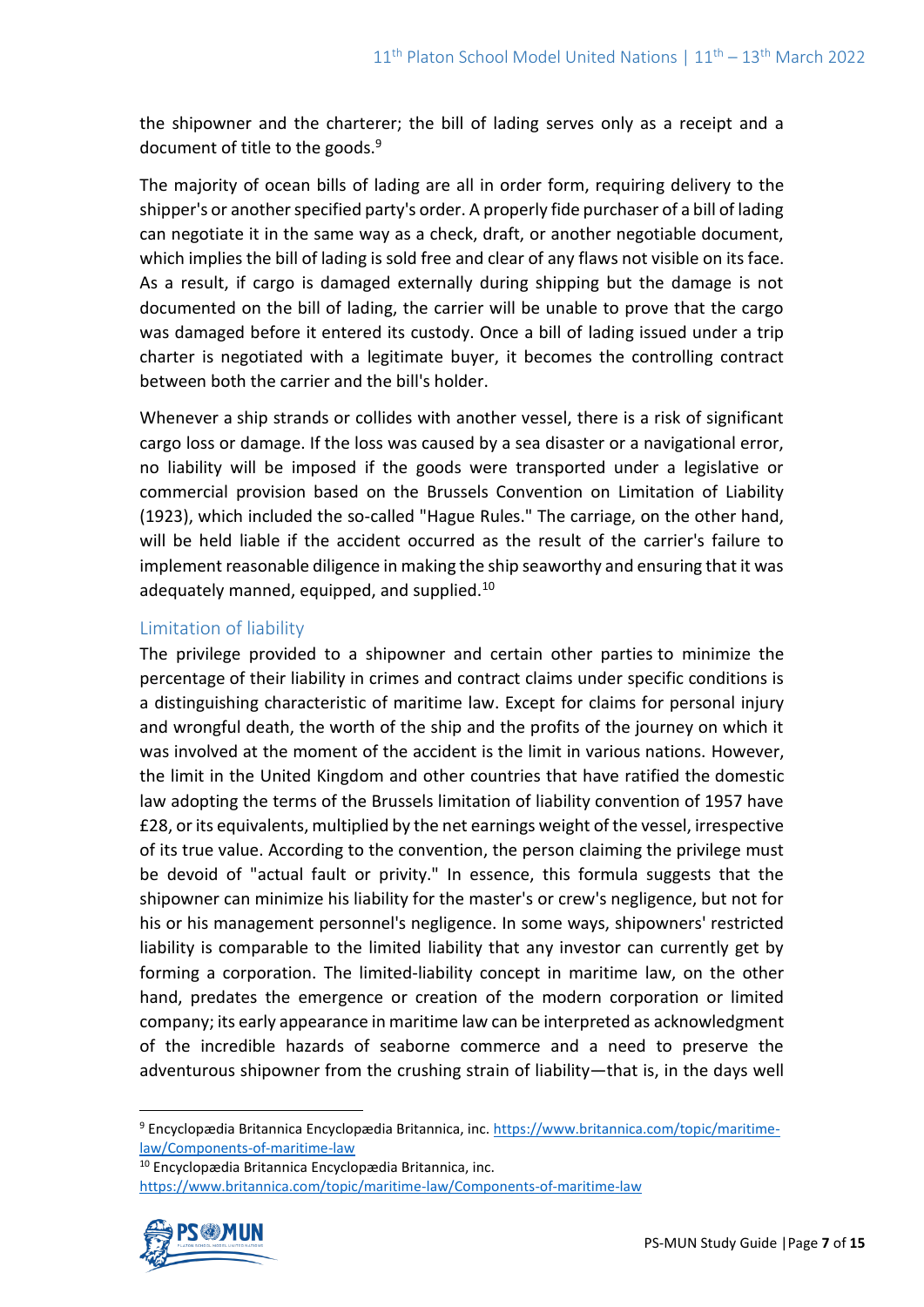the shipowner and the charterer; the bill of lading serves only as a receipt and a document of title to the goods.[9]

The majority of ocean bills of lading are all in order form, requiring delivery to the shipper's or another specified party's order. A properly fide purchaser of a bill of lading can negotiate it in the same way as a check, draft, or another negotiable document, which implies the bill of lading is sold free and clear of any flaws not visible on its face. As a result, if cargo is damaged externally during shipping but the damage is not documented on the bill of lading, the carrier will be unable to prove that the cargo was damaged before it entered its custody. Once a bill of lading issued under a trip charter is negotiated with a legitimate buyer, it becomes the controlling contract between both the carrier and the bill's holder.

Whenever a ship strands or collides with another vessel, there is a risk of significant cargo loss or damage. If the loss was caused by a sea disaster or a navigational error, no liability will be imposed if the goods were transported under a legislative or commercial provision based on the Brussels Convention on Limitation of Liability (1923), which included the so-called "Hague Rules." The carriage, on the other hand, will be held liable if the accident occurred as the result of the carrier's failure to implement reasonable diligence in making the ship seaworthy and ensuring that it was adequately manned, equipped, and supplied.[10]

## Limitation of liability

The privilege provided to a shipowner and certain other parties to minimize the percentage of their liability in crimes and contract claims under specific conditions is a distinguishing characteristic of maritime law. Except for claims for personal injury and wrongful death, the worth of the ship and the profits of the journey on which it was involved at the moment of the accident is the limit in various nations. However, the limit in the United Kingdom and other countries that have ratified the domestic law adopting the terms of the Brussels limitation of liability convention of 1957 have £28, or its equivalents, multiplied by the net earnings weight of the vessel, irrespective of its true value. According to the convention, the person claiming the privilege must be devoid of "actual fault or privity." In essence, this formula suggests that the shipowner can minimize his liability for the master's or crew's negligence, but not for his or his management personnel's negligence. In some ways, shipowners' restricted liability is comparable to the limited liability that any investor can currently get by forming a corporation. The limited-liability concept in maritime law, on the other hand, predates the emergence or creation of the modern corporation or limited company; its early appearance in maritime law can be interpreted as acknowledgment of the incredible hazards of seaborne commerce and a need to preserve the adventurous shipowner from the crushing strain of liability—that is, in the days well

[9] Encyclopædia Britannica Encyclopædia Britannica, inc. https://www.britannica.com/topic/maritime-law/Components-of-maritime-law

[10] Encyclopædia Britannica Encyclopædia Britannica, inc. https://www.britannica.com/topic/maritime-law/Components-of-maritime-law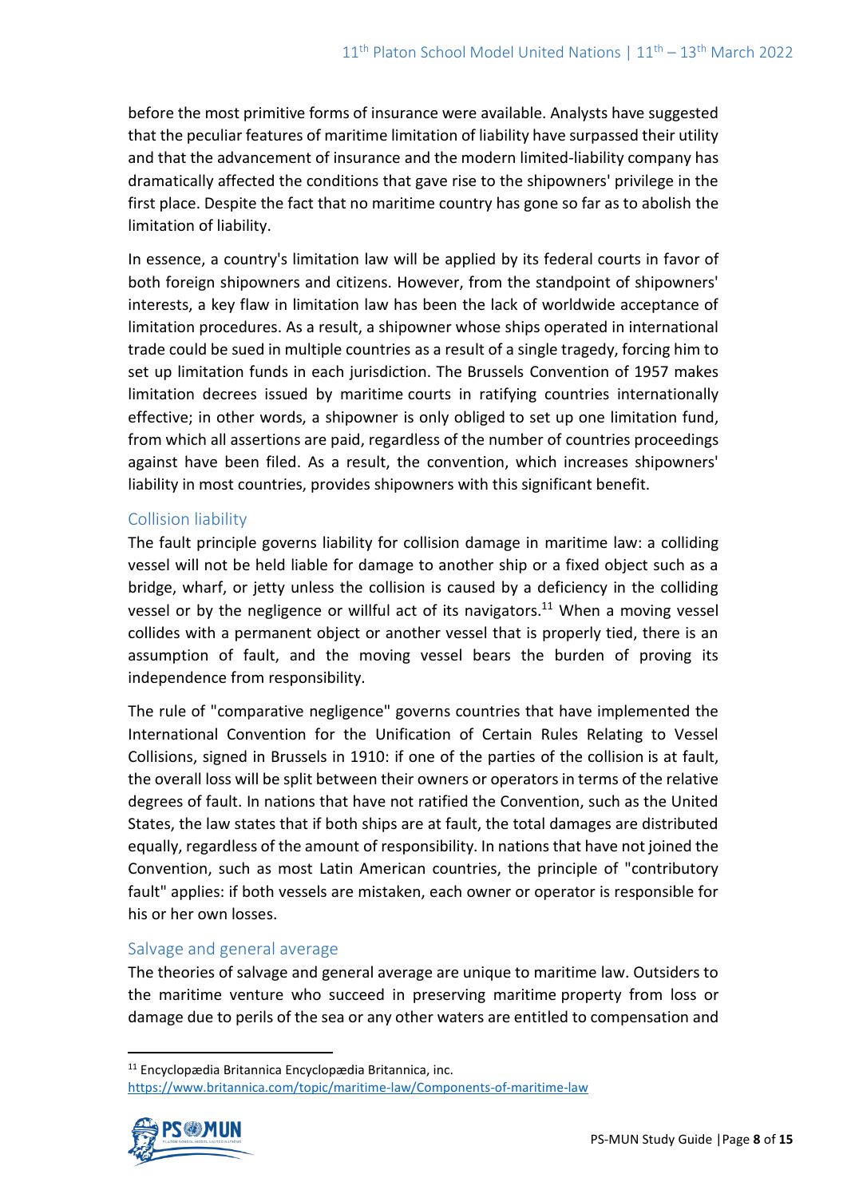before the most primitive forms of insurance were available. Analysts have suggested that the peculiar features of maritime limitation of liability have surpassed their utility and that the advancement of insurance and the modern limited-liability company has dramatically affected the conditions that gave rise to the shipowners' privilege in the first place. Despite the fact that no maritime country has gone so far as to abolish the limitation of liability.

In essence, a country's limitation law will be applied by its federal courts in favor of both foreign shipowners and citizens. However, from the standpoint of shipowners' interests, a key flaw in limitation law has been the lack of worldwide acceptance of limitation procedures. As a result, a shipowner whose ships operated in international trade could be sued in multiple countries as a result of a single tragedy, forcing him to set up limitation funds in each jurisdiction. The Brussels Convention of 1957 makes limitation decrees issued by maritime courts in ratifying countries internationally effective; in other words, a shipowner is only obliged to set up one limitation fund, from which all assertions are paid, regardless of the number of countries proceedings against have been filed. As a result, the convention, which increases shipowners' liability in most countries, provides shipowners with this significant benefit.

## Collision liability

The fault principle governs liability for collision damage in maritime law: a colliding vessel will not be held liable for damage to another ship or a fixed object such as a bridge, wharf, or jetty unless the collision is caused by a deficiency in the colliding vessel or by the negligence or willful act of its navigators.[11] When a moving vessel collides with a permanent object or another vessel that is properly tied, there is an assumption of fault, and the moving vessel bears the burden of proving its independence from responsibility.

The rule of "comparative negligence" governs countries that have implemented the International Convention for the Unification of Certain Rules Relating to Vessel Collisions, signed in Brussels in 1910: if one of the parties of the collision is at fault, the overall loss will be split between their owners or operators in terms of the relative degrees of fault. In nations that have not ratified the Convention, such as the United States, the law states that if both ships are at fault, the total damages are distributed equally, regardless of the amount of responsibility. In nations that have not joined the Convention, such as most Latin American countries, the principle of "contributory fault" applies: if both vessels are mistaken, each owner or operator is responsible for his or her own losses.

## Salvage and general average

The theories of salvage and general average are unique to maritime law. Outsiders to the maritime venture who succeed in preserving maritime property from loss or damage due to perils of the sea or any other waters are entitled to compensation and

---

[11] Encyclopædia Britannica Encyclopædia Britannica, inc. https://www.britannica.com/topic/maritime-law/Components-of-maritime-law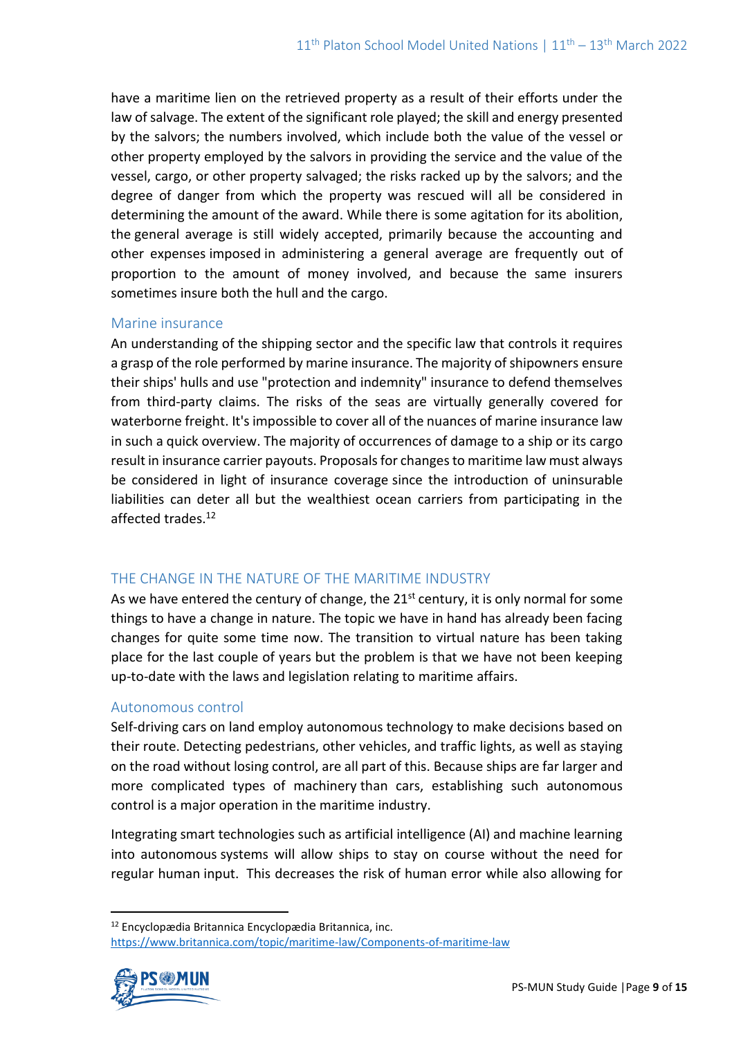have a maritime lien on the retrieved property as a result of their efforts under the law of salvage. The extent of the significant role played; the skill and energy presented by the salvors; the numbers involved, which include both the value of the vessel or other property employed by the salvors in providing the service and the value of the vessel, cargo, or other property salvaged; the risks racked up by the salvors; and the degree of danger from which the property was rescued will all be considered in determining the amount of the award. While there is some agitation for its abolition, the general average is still widely accepted, primarily because the accounting and other expenses imposed in administering a general average are frequently out of proportion to the amount of money involved, and because the same insurers sometimes insure both the hull and the cargo.

### Marine insurance

An understanding of the shipping sector and the specific law that controls it requires a grasp of the role performed by marine insurance. The majority of shipowners ensure their ships' hulls and use "protection and indemnity" insurance to defend themselves from third-party claims. The risks of the seas are virtually generally covered for waterborne freight. It's impossible to cover all of the nuances of marine insurance law in such a quick overview. The majority of occurrences of damage to a ship or its cargo result in insurance carrier payouts. Proposals for changes to maritime law must always be considered in light of insurance coverage since the introduction of uninsurable liabilities can deter all but the wealthiest ocean carriers from participating in the affected trades.[12]

## THE CHANGE IN THE NATURE OF THE MARITIME INDUSTRY

As we have entered the century of change, the 21st century, it is only normal for some things to have a change in nature. The topic we have in hand has already been facing changes for quite some time now. The transition to virtual nature has been taking place for the last couple of years but the problem is that we have not been keeping up-to-date with the laws and legislation relating to maritime affairs.

### Autonomous control

Self-driving cars on land employ autonomous technology to make decisions based on their route. Detecting pedestrians, other vehicles, and traffic lights, as well as staying on the road without losing control, are all part of this. Because ships are far larger and more complicated types of machinery than cars, establishing such autonomous control is a major operation in the maritime industry.

Integrating smart technologies such as artificial intelligence (AI) and machine learning into autonomous systems will allow ships to stay on course without the need for regular human input. This decreases the risk of human error while also allowing for

---

[12] Encyclopædia Britannica Encyclopædia Britannica, inc. https://www.britannica.com/topic/maritime-law/Components-of-maritime-law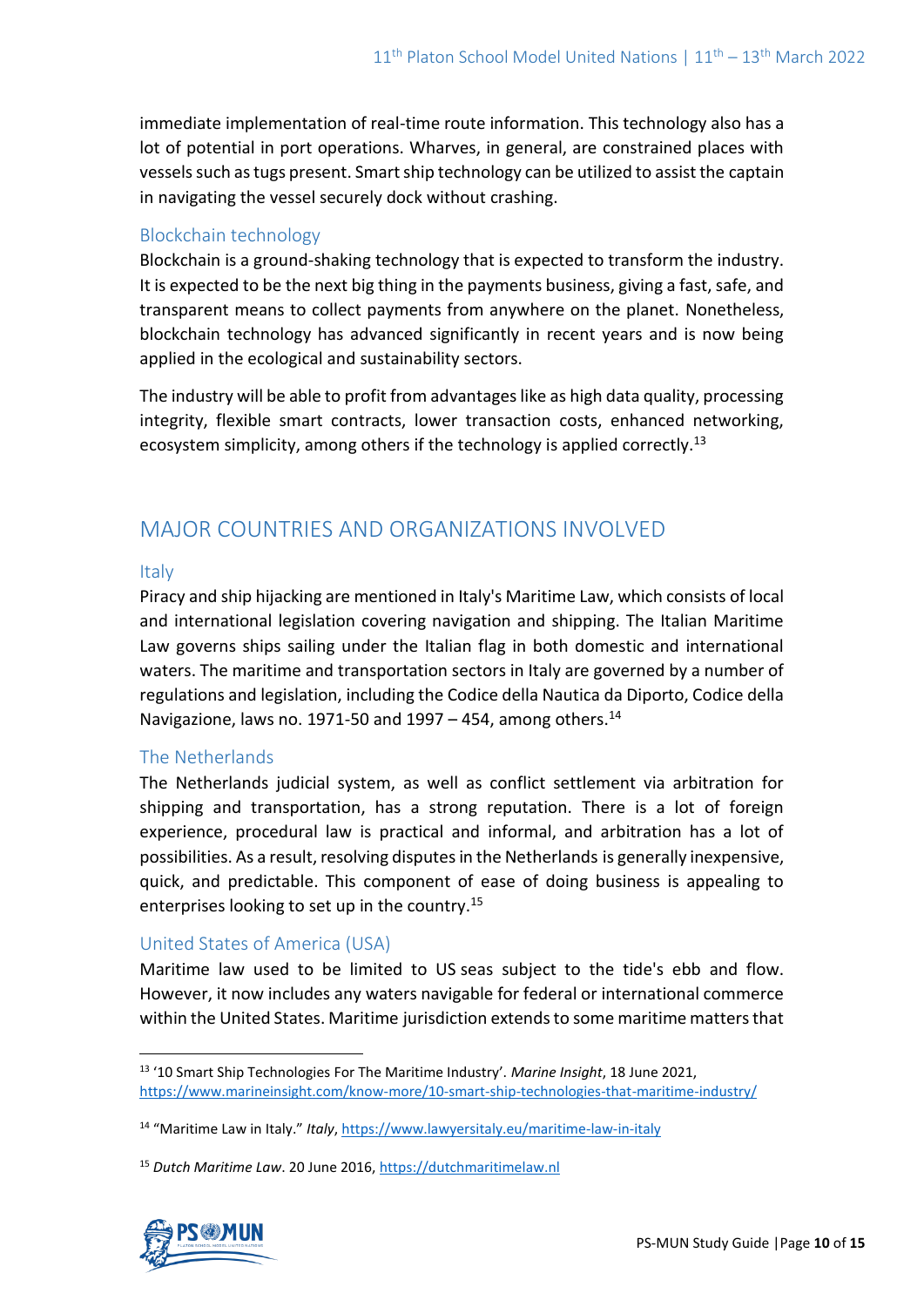immediate implementation of real-time route information. This technology also has a lot of potential in port operations. Wharves, in general, are constrained places with vessels such as tugs present. Smart ship technology can be utilized to assist the captain in navigating the vessel securely dock without crashing.

### Blockchain technology

Blockchain is a ground-shaking technology that is expected to transform the industry. It is expected to be the next big thing in the payments business, giving a fast, safe, and transparent means to collect payments from anywhere on the planet. Nonetheless, blockchain technology has advanced significantly in recent years and is now being applied in the ecological and sustainability sectors.

The industry will be able to profit from advantages like as high data quality, processing integrity, flexible smart contracts, lower transaction costs, enhanced networking, ecosystem simplicity, among others if the technology is applied correctly.[13]

## MAJOR COUNTRIES AND ORGANIZATIONS INVOLVED

### Italy

Piracy and ship hijacking are mentioned in Italy's Maritime Law, which consists of local and international legislation covering navigation and shipping. The Italian Maritime Law governs ships sailing under the Italian flag in both domestic and international waters. The maritime and transportation sectors in Italy are governed by a number of regulations and legislation, including the Codice della Nautica da Diporto, Codice della Navigazione, laws no. 1971-50 and 1997 – 454, among others.[14]

### The Netherlands

The Netherlands judicial system, as well as conflict settlement via arbitration for shipping and transportation, has a strong reputation. There is a lot of foreign experience, procedural law is practical and informal, and arbitration has a lot of possibilities. As a result, resolving disputes in the Netherlands is generally inexpensive, quick, and predictable. This component of ease of doing business is appealing to enterprises looking to set up in the country.[15]

### United States of America (USA)

Maritime law used to be limited to US seas subject to the tide's ebb and flow. However, it now includes any waters navigable for federal or international commerce within the United States. Maritime jurisdiction extends to some maritime matters that

---

[13] '10 Smart Ship Technologies For The Maritime Industry'. *Marine Insight*, 18 June 2021, https://www.marineinsight.com/know-more/10-smart-ship-technologies-that-maritime-industry/

[14] "Maritime Law in Italy." *Italy*, https://www.lawyersitaly.eu/maritime-law-in-italy

[15] *Dutch Maritime Law*. 20 June 2016, https://dutchmaritimelaw.nl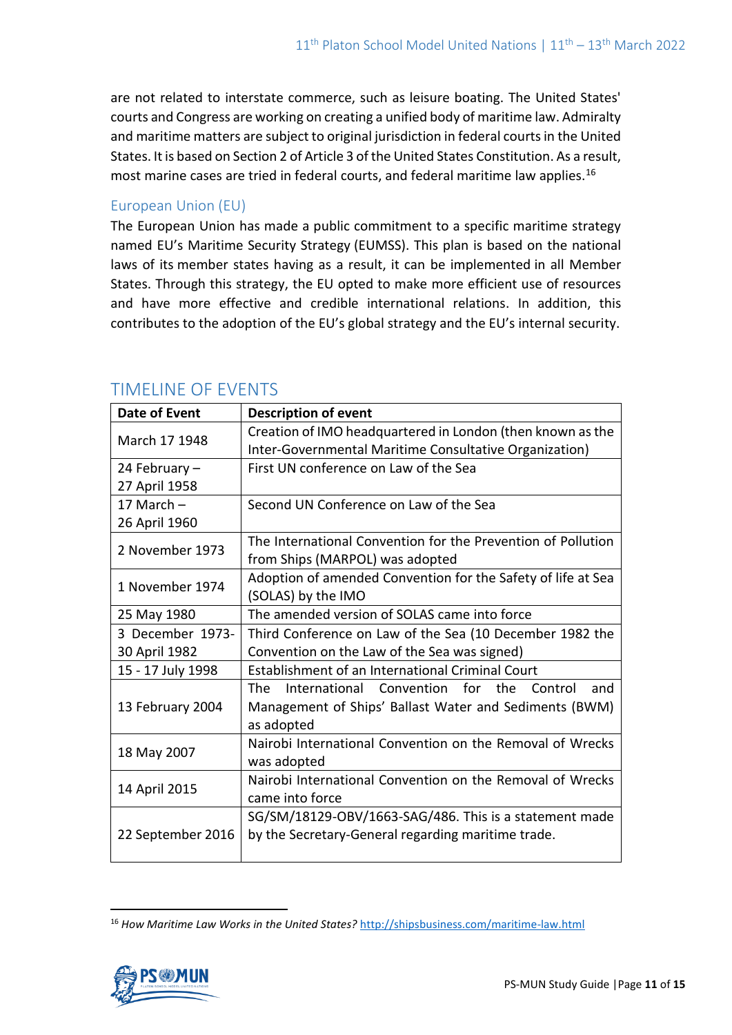are not related to interstate commerce, such as leisure boating. The United States' courts and Congress are working on creating a unified body of maritime law. Admiralty and maritime matters are subject to original jurisdiction in federal courts in the United States. It is based on Section 2 of Article 3 of the United States Constitution. As a result, most marine cases are tried in federal courts, and federal maritime law applies.[16]

### European Union (EU)

The European Union has made a public commitment to a specific maritime strategy named EU's Maritime Security Strategy (EUMSS). This plan is based on the national laws of its member states having as a result, it can be implemented in all Member States. Through this strategy, the EU opted to make more efficient use of resources and have more effective and credible international relations. In addition, this contributes to the adoption of the EU's global strategy and the EU's internal security.

## TIMELINE OF EVENTS

| Date of Event | Description of event |
|---|---|
| March 17 1948 | Creation of IMO headquartered in London (then known as the Inter-Governmental Maritime Consultative Organization) |
| 24 February – 27 April 1958 | First UN conference on Law of the Sea |
| 17 March – 26 April 1960 | Second UN Conference on Law of the Sea |
| 2 November 1973 | The International Convention for the Prevention of Pollution from Ships (MARPOL) was adopted |
| 1 November 1974 | Adoption of amended Convention for the Safety of life at Sea (SOLAS) by the IMO |
| 25 May 1980 | The amended version of SOLAS came into force |
| 3 December 1973-30 April 1982 | Third Conference on Law of the Sea (10 December 1982 the Convention on the Law of the Sea was signed) |
| 15 - 17 July 1998 | Establishment of an International Criminal Court |
| 13 February 2004 | The International Convention for the Control and Management of Ships' Ballast Water and Sediments (BWM) as adopted |
| 18 May 2007 | Nairobi International Convention on the Removal of Wrecks was adopted |
| 14 April 2015 | Nairobi International Convention on the Removal of Wrecks came into force |
| 22 September 2016 | SG/SM/18129-OBV/1663-SAG/486. This is a statement made by the Secretary-General regarding maritime trade. |

[16] *How Maritime Law Works in the United States?* http://shipsbusiness.com/maritime-law.html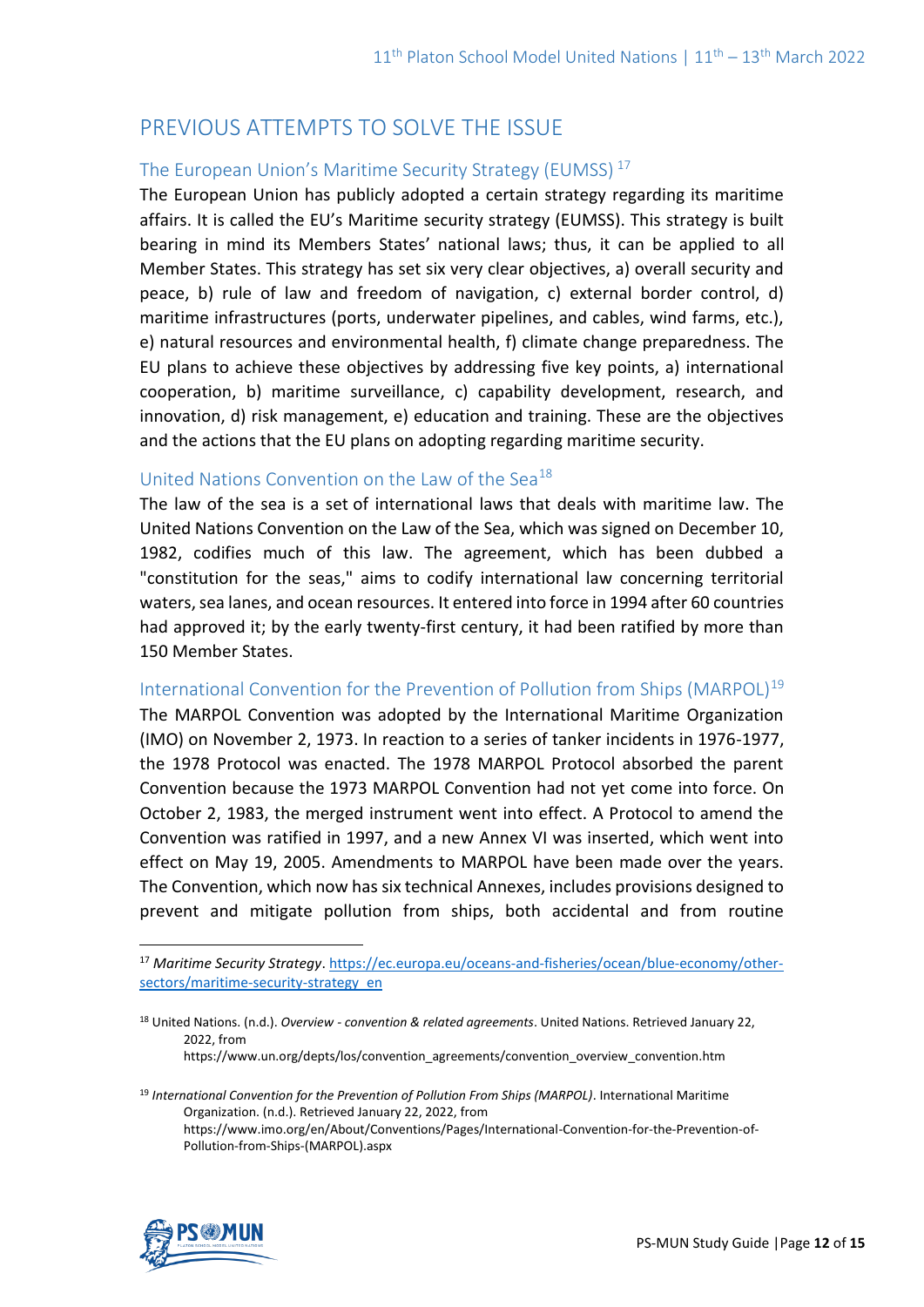## PREVIOUS ATTEMPTS TO SOLVE THE ISSUE

### The European Union's Maritime Security Strategy (EUMSS) [17]

The European Union has publicly adopted a certain strategy regarding its maritime affairs. It is called the EU's Maritime security strategy (EUMSS). This strategy is built bearing in mind its Members States' national laws; thus, it can be applied to all Member States. This strategy has set six very clear objectives, a) overall security and peace, b) rule of law and freedom of navigation, c) external border control, d) maritime infrastructures (ports, underwater pipelines, and cables, wind farms, etc.), e) natural resources and environmental health, f) climate change preparedness. The EU plans to achieve these objectives by addressing five key points, a) international cooperation, b) maritime surveillance, c) capability development, research, and innovation, d) risk management, e) education and training. These are the objectives and the actions that the EU plans on adopting regarding maritime security.

### United Nations Convention on the Law of the Sea[18]

The law of the sea is a set of international laws that deals with maritime law. The United Nations Convention on the Law of the Sea, which was signed on December 10, 1982, codifies much of this law. The agreement, which has been dubbed a "constitution for the seas," aims to codify international law concerning territorial waters, sea lanes, and ocean resources. It entered into force in 1994 after 60 countries had approved it; by the early twenty-first century, it had been ratified by more than 150 Member States.

### International Convention for the Prevention of Pollution from Ships (MARPOL)[19]

The MARPOL Convention was adopted by the International Maritime Organization (IMO) on November 2, 1973. In reaction to a series of tanker incidents in 1976-1977, the 1978 Protocol was enacted. The 1978 MARPOL Protocol absorbed the parent Convention because the 1973 MARPOL Convention had not yet come into force. On October 2, 1983, the merged instrument went into effect. A Protocol to amend the Convention was ratified in 1997, and a new Annex VI was inserted, which went into effect on May 19, 2005. Amendments to MARPOL have been made over the years. The Convention, which now has six technical Annexes, includes provisions designed to prevent and mitigate pollution from ships, both accidental and from routine

---

[17] *Maritime Security Strategy*. https://ec.europa.eu/oceans-and-fisheries/ocean/blue-economy/other-sectors/maritime-security-strategy_en

[18] United Nations. (n.d.). *Overview - convention & related agreements*. United Nations. Retrieved January 22, 2022, from https://www.un.org/depts/los/convention_agreements/convention_overview_convention.htm

[19] *International Convention for the Prevention of Pollution From Ships (MARPOL)*. International Maritime Organization. (n.d.). Retrieved January 22, 2022, from https://www.imo.org/en/About/Conventions/Pages/International-Convention-for-the-Prevention-of-Pollution-from-Ships-(MARPOL).aspx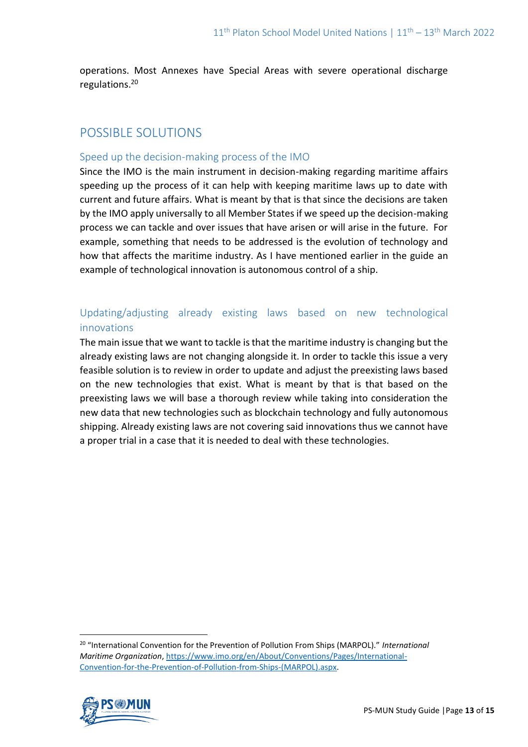operations. Most Annexes have Special Areas with severe operational discharge regulations.[20]

## POSSIBLE SOLUTIONS

### Speed up the decision-making process of the IMO

Since the IMO is the main instrument in decision-making regarding maritime affairs speeding up the process of it can help with keeping maritime laws up to date with current and future affairs. What is meant by that is that since the decisions are taken by the IMO apply universally to all Member States if we speed up the decision-making process we can tackle and over issues that have arisen or will arise in the future. For example, something that needs to be addressed is the evolution of technology and how that affects the maritime industry. As I have mentioned earlier in the guide an example of technological innovation is autonomous control of a ship.

### Updating/adjusting already existing laws based on new technological innovations

The main issue that we want to tackle is that the maritime industry is changing but the already existing laws are not changing alongside it. In order to tackle this issue a very feasible solution is to review in order to update and adjust the preexisting laws based on the new technologies that exist. What is meant by that is that based on the preexisting laws we will base a thorough review while taking into consideration the new data that new technologies such as blockchain technology and fully autonomous shipping. Already existing laws are not covering said innovations thus we cannot have a proper trial in a case that it is needed to deal with these technologies.

---

[20] "International Convention for the Prevention of Pollution From Ships (MARPOL)." *International Maritime Organization*, https://www.imo.org/en/About/Conventions/Pages/International-Convention-for-the-Prevention-of-Pollution-from-Ships-(MARPOL).aspx.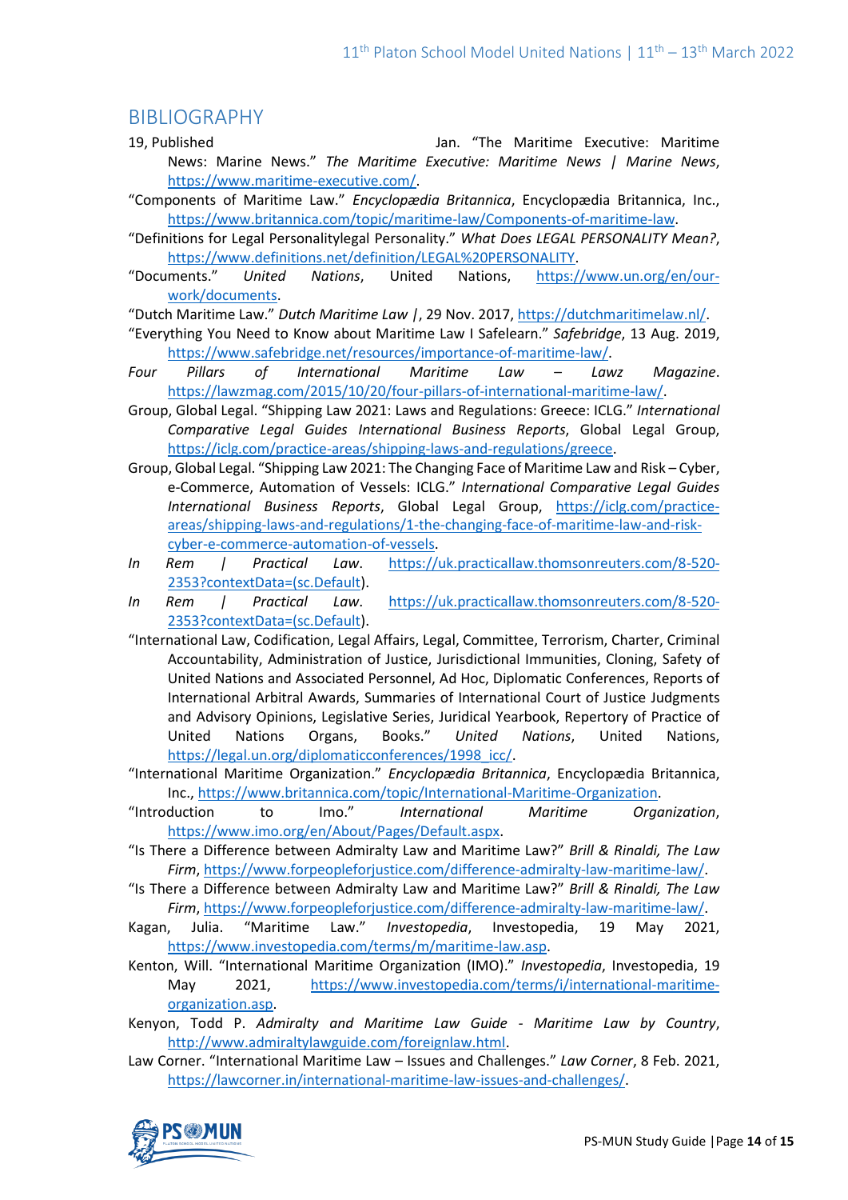## BIBLIOGRAPHY

19, Published Jan. "The Maritime Executive: Maritime News: Marine News." *The Maritime Executive: Maritime News | Marine News*, https://www.maritime-executive.com/.

"Components of Maritime Law." *Encyclopædia Britannica*, Encyclopædia Britannica, Inc., https://www.britannica.com/topic/maritime-law/Components-of-maritime-law.

"Definitions for Legal Personalitylegal Personality." *What Does LEGAL PERSONALITY Mean?*, https://www.definitions.net/definition/LEGAL%20PERSONALITY.

"Documents." *United Nations*, United Nations, https://www.un.org/en/our-work/documents.

"Dutch Maritime Law." *Dutch Maritime Law |*, 29 Nov. 2017, https://dutchmaritimelaw.nl/.

"Everything You Need to Know about Maritime Law I Safelearn." *Safebridge*, 13 Aug. 2019, https://www.safebridge.net/resources/importance-of-maritime-law/.

*Four Pillars of International Maritime Law – Lawz Magazine*. https://lawzmag.com/2015/10/20/four-pillars-of-international-maritime-law/.

Group, Global Legal. "Shipping Law 2021: Laws and Regulations: Greece: ICLG." *International Comparative Legal Guides International Business Reports*, Global Legal Group, https://iclg.com/practice-areas/shipping-laws-and-regulations/greece.

Group, Global Legal. "Shipping Law 2021: The Changing Face of Maritime Law and Risk – Cyber, e-Commerce, Automation of Vessels: ICLG." *International Comparative Legal Guides International Business Reports*, Global Legal Group, https://iclg.com/practice-areas/shipping-laws-and-regulations/1-the-changing-face-of-maritime-law-and-risk-cyber-e-commerce-automation-of-vessels.

*In Rem | Practical Law*. https://uk.practicallaw.thomsonreuters.com/8-520-2353?contextData=(sc.Default).

*In Rem | Practical Law*. https://uk.practicallaw.thomsonreuters.com/8-520-2353?contextData=(sc.Default).

"International Law, Codification, Legal Affairs, Legal, Committee, Terrorism, Charter, Criminal Accountability, Administration of Justice, Jurisdictional Immunities, Cloning, Safety of United Nations and Associated Personnel, Ad Hoc, Diplomatic Conferences, Reports of International Arbitral Awards, Summaries of International Court of Justice Judgments and Advisory Opinions, Legislative Series, Juridical Yearbook, Repertory of Practice of United Nations Organs, Books." *United Nations*, United Nations, https://legal.un.org/diplomaticconferences/1998_icc/.

"International Maritime Organization." *Encyclopædia Britannica*, Encyclopædia Britannica, Inc., https://www.britannica.com/topic/International-Maritime-Organization.

"Introduction to Imo." *International Maritime Organization*, https://www.imo.org/en/About/Pages/Default.aspx.

"Is There a Difference between Admiralty Law and Maritime Law?" *Brill & Rinaldi, The Law Firm*, https://www.forpeopleforjustice.com/difference-admiralty-law-maritime-law/.

"Is There a Difference between Admiralty Law and Maritime Law?" *Brill & Rinaldi, The Law Firm*, https://www.forpeopleforjustice.com/difference-admiralty-law-maritime-law/.

Kagan, Julia. "Maritime Law." *Investopedia*, Investopedia, 19 May 2021, https://www.investopedia.com/terms/m/maritime-law.asp.

Kenton, Will. "International Maritime Organization (IMO)." *Investopedia*, Investopedia, 19 May 2021, https://www.investopedia.com/terms/i/international-maritime-organization.asp.

Kenyon, Todd P. *Admiralty and Maritime Law Guide - Maritime Law by Country*, http://www.admiraltylawguide.com/foreignlaw.html.

Law Corner. "International Maritime Law – Issues and Challenges." *Law Corner*, 8 Feb. 2021, https://lawcorner.in/international-maritime-law-issues-and-challenges/.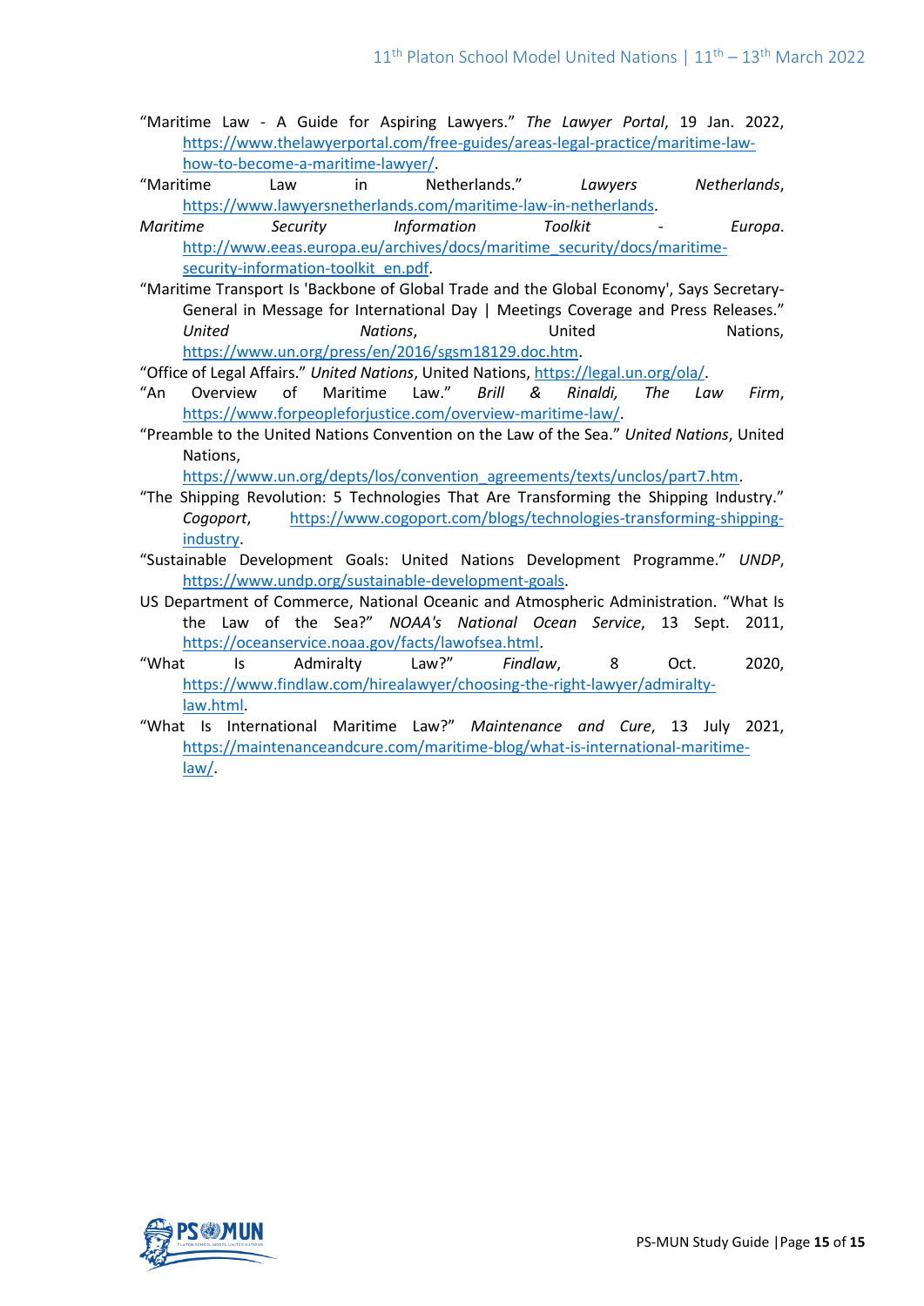"Maritime Law - A Guide for Aspiring Lawyers." *The Lawyer Portal*, 19 Jan. 2022, https://www.thelawyerportal.com/free-guides/areas-legal-practice/maritime-law-how-to-become-a-maritime-lawyer/.

"Maritime Law in Netherlands." *Lawyers Netherlands*, https://www.lawyersnetherlands.com/maritime-law-in-netherlands.

*Maritime Security Information Toolkit - Europa*. http://www.eeas.europa.eu/archives/docs/maritime_security/docs/maritime-security-information-toolkit_en.pdf.

"Maritime Transport Is 'Backbone of Global Trade and the Global Economy', Says Secretary-General in Message for International Day | Meetings Coverage and Press Releases." *United Nations*, United Nations, https://www.un.org/press/en/2016/sgsm18129.doc.htm.

"Office of Legal Affairs." *United Nations*, United Nations, https://legal.un.org/ola/.

"An Overview of Maritime Law." *Brill & Rinaldi, The Law Firm*, https://www.forpeopleforjustice.com/overview-maritime-law/.

"Preamble to the United Nations Convention on the Law of the Sea." *United Nations*, United Nations, https://www.un.org/depts/los/convention_agreements/texts/unclos/part7.htm.

"The Shipping Revolution: 5 Technologies That Are Transforming the Shipping Industry." *Cogoport*, https://www.cogoport.com/blogs/technologies-transforming-shipping-industry.

"Sustainable Development Goals: United Nations Development Programme." *UNDP*, https://www.undp.org/sustainable-development-goals.

US Department of Commerce, National Oceanic and Atmospheric Administration. "What Is the Law of the Sea?" *NOAA's National Ocean Service*, 13 Sept. 2011, https://oceanservice.noaa.gov/facts/lawofsea.html.

"What Is Admiralty Law?" *Findlaw*, 8 Oct. 2020, https://www.findlaw.com/hirealawyer/choosing-the-right-lawyer/admiralty-law.html.

"What Is International Maritime Law?" *Maintenance and Cure*, 13 July 2021, https://maintenanceandcure.com/maritime-blog/what-is-international-maritime-law/.